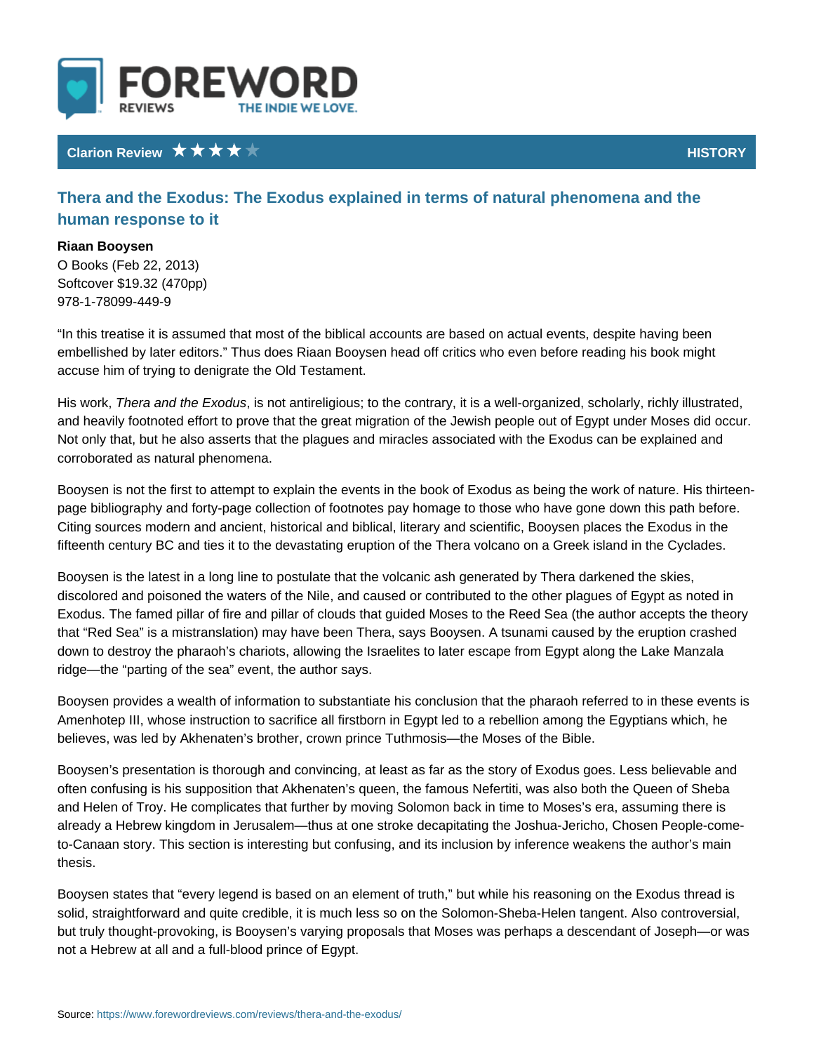# FOREWORD REVIEWS

THE INDIE WE LOVE.

**Clarion Review** ★★★★☆ **HISTORY**

## Thera and the Exodus: The Exodus explained in terms of natural phenomena and the human response to it

**Riaan Booysen**

O Books (Feb 22, 2013)

Softcover $19.32 (470pp)

978-1-78099-449-9

“In this treatise it is assumed that most of the biblical accounts are based on actual events, despite having been embellished by later editors.” Thus does Riaan Booysen head off critics who even before reading his book might accuse him of trying to denigrate the Old Testament.

His work, *Thera and the Exodus*, is not antireligious; to the contrary, it is a well-organized, scholarly, richly illustrated, and heavily footnoted effort to prove that the great migration of the Jewish people out of Egypt under Moses did occur. Not only that, but he also asserts that the plagues and miracles associated with the Exodus can be explained and corroborated as natural phenomena.

Booysen is not the first to attempt to explain the events in the book of Exodus as being the work of nature. His thirteen-page bibliography and forty-page collection of footnotes pay homage to those who have gone down this path before. Citing sources modern and ancient, historical and biblical, literary and scientific, Booysen places the Exodus in the fifteenth century BC and ties it to the devastating eruption of the Thera volcano on a Greek island in the Cyclades.

Booysen is the latest in a long line to postulate that the volcanic ash generated by Thera darkened the skies, discolored and poisoned the waters of the Nile, and caused or contributed to the other plagues of Egypt as noted in Exodus. The famed pillar of fire and pillar of clouds that guided Moses to the Reed Sea (the author accepts the theory that “Red Sea” is a mistranslation) may have been Thera, says Booysen. A tsunami caused by the eruption crashed down to destroy the pharaoh’s chariots, allowing the Israelites to later escape from Egypt along the Lake Manzala ridge—the “parting of the sea” event, the author says.

Booysen provides a wealth of information to substantiate his conclusion that the pharaoh referred to in these events is Amenhotep III, whose instruction to sacrifice all firstborn in Egypt led to a rebellion among the Egyptians which, he believes, was led by Akhenaten’s brother, crown prince Tuthmosis—the Moses of the Bible.

Booysen’s presentation is thorough and convincing, at least as far as the story of Exodus goes. Less believable and often confusing is his supposition that Akhenaten’s queen, the famous Nefertiti, was also both the Queen of Sheba and Helen of Troy. He complicates that further by moving Solomon back in time to Moses’s era, assuming there is already a Hebrew kingdom in Jerusalem—thus at one stroke decapitating the Joshua-Jericho, Chosen People-come-to-Canaan story. This section is interesting but confusing, and its inclusion by inference weakens the author’s main thesis.

Booysen states that “every legend is based on an element of truth,” but while his reasoning on the Exodus thread is solid, straightforward and quite credible, it is much less so on the Solomon-Sheba-Helen tangent. Also controversial, but truly thought-provoking, is Booysen’s varying proposals that Moses was perhaps a descendant of Joseph—or was not a Hebrew at all and a full-blood prince of Egypt.

Source: https://www.forewordreviews.com/reviews/thera-and-the-exodus/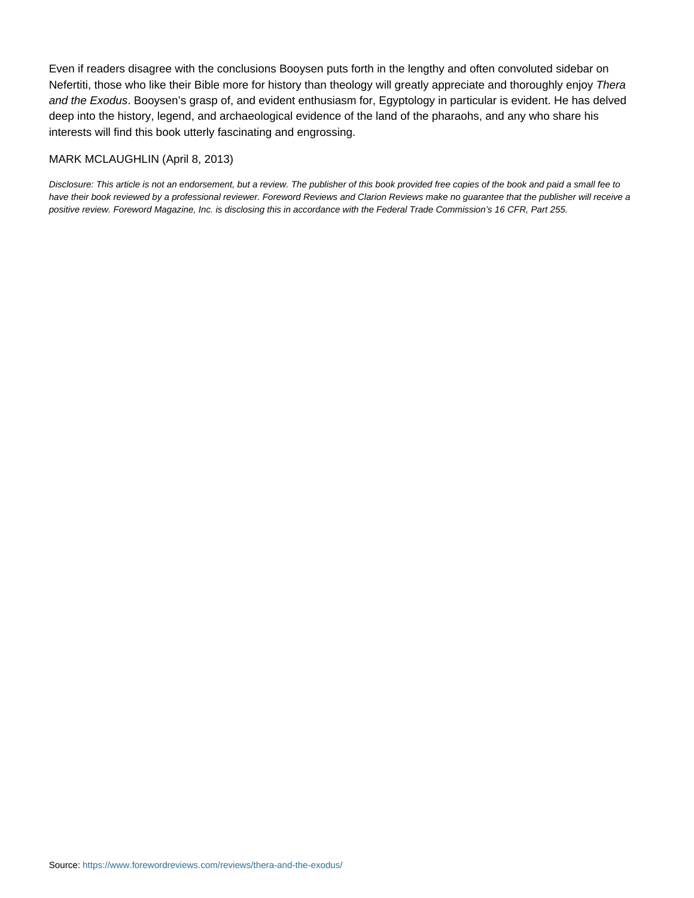Even if readers disagree with the conclusions Booysen puts forth in the lengthy and often convoluted sidebar on Nefertiti, those who like their Bible more for history than theology will greatly appreciate and thoroughly enjoy *Thera and the Exodus*. Booysen's grasp of, and evident enthusiasm for, Egyptology in particular is evident. He has delved deep into the history, legend, and archaeological evidence of the land of the pharaohs, and any who share his interests will find this book utterly fascinating and engrossing.

MARK MCLAUGHLIN (April 8, 2013)

*Disclosure: This article is not an endorsement, but a review. The publisher of this book provided free copies of the book and paid a small fee to have their book reviewed by a professional reviewer. Foreword Reviews and Clarion Reviews make no guarantee that the publisher will receive a positive review. Foreword Magazine, Inc. is disclosing this in accordance with the Federal Trade Commission's 16 CFR, Part 255.*

Source: https://www.forewordreviews.com/reviews/thera-and-the-exodus/